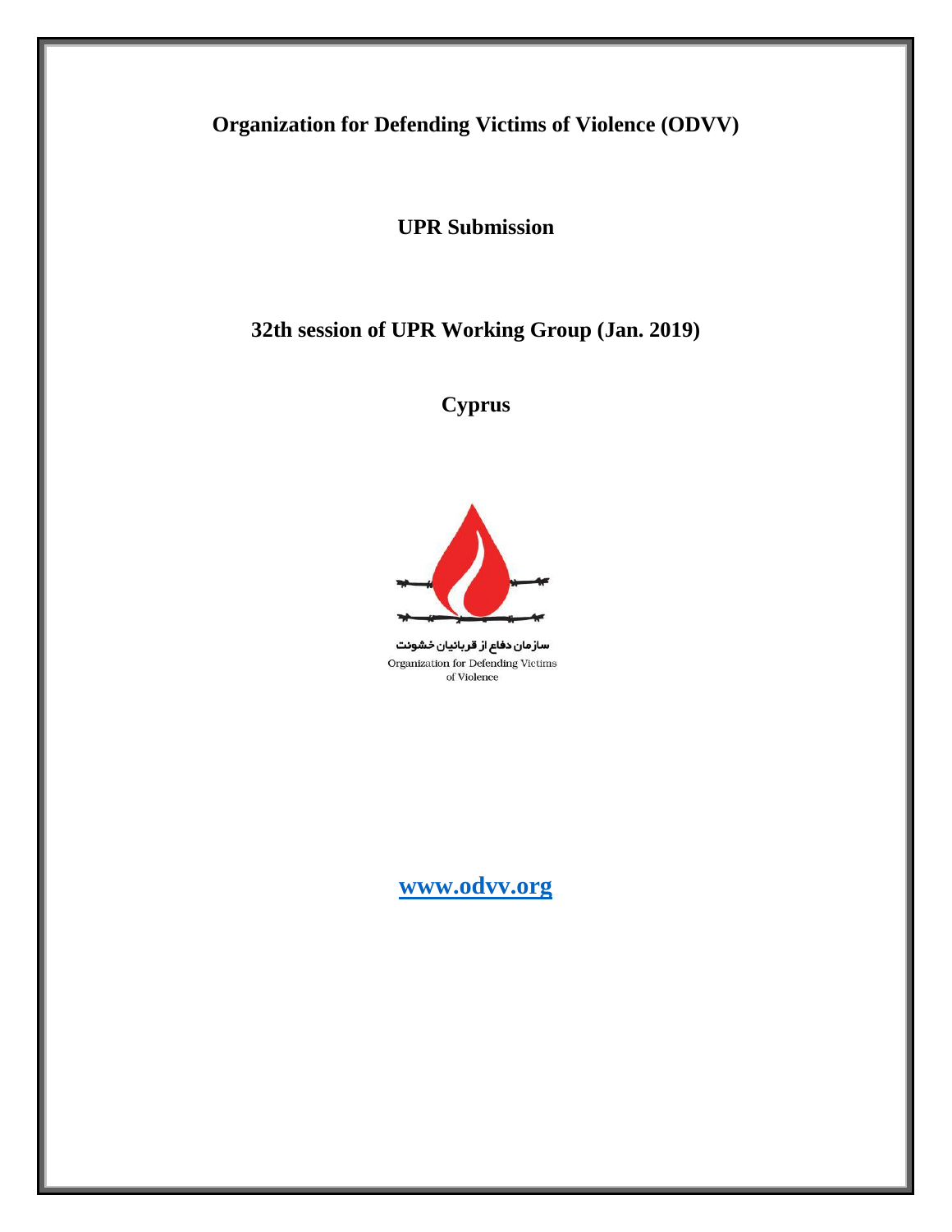**Organization for Defending Victims of Violence (ODVV)**

**UPR Submission**

**32th session of UPR Working Group (Jan. 2019)**

**Cyprus**

سازمان دفاع از قربانیان خشونت

Organization for Defending Victims of Violence

**www.odvv.org**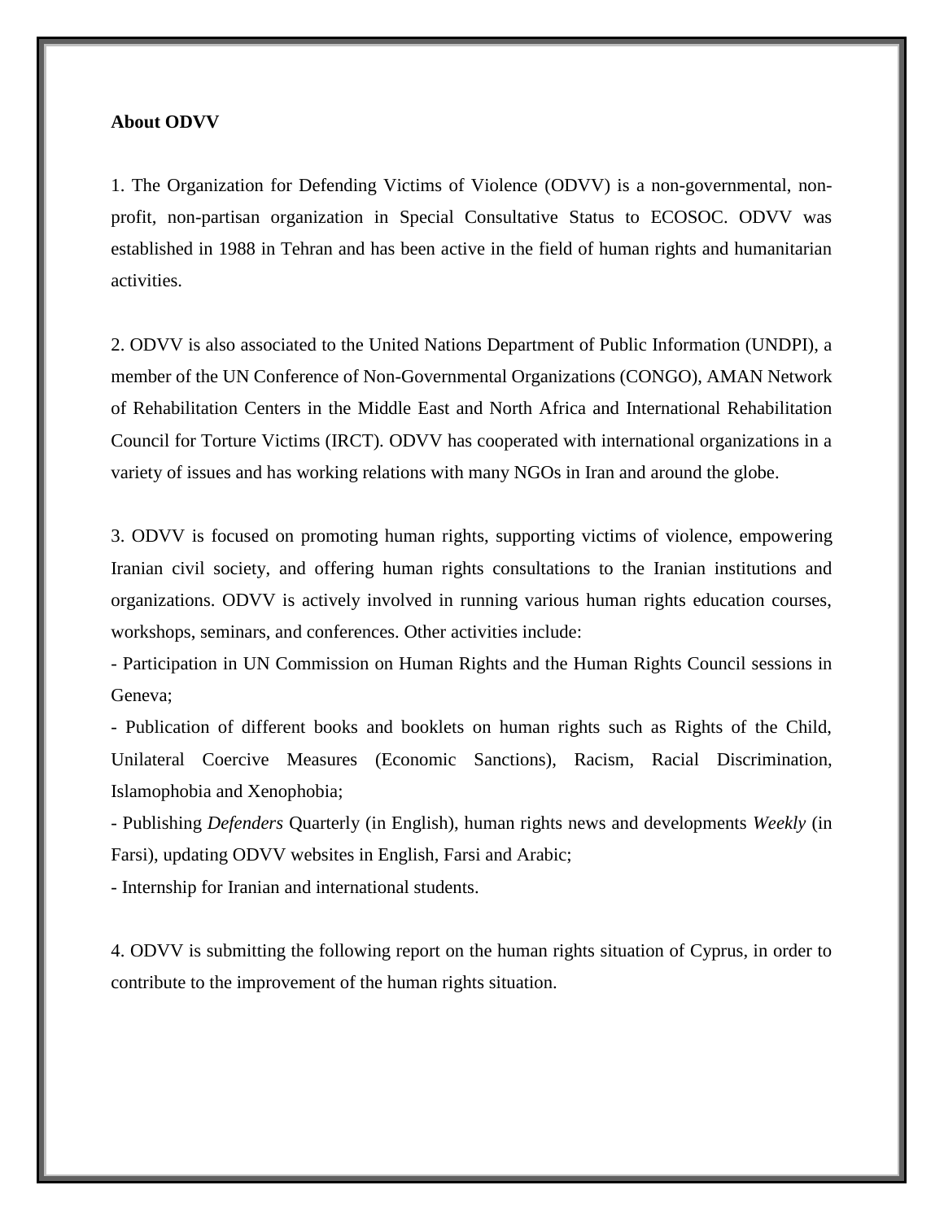**About ODVV**

1. The Organization for Defending Victims of Violence (ODVV) is a non-governmental, non-profit, non-partisan organization in Special Consultative Status to ECOSOC. ODVV was established in 1988 in Tehran and has been active in the field of human rights and humanitarian activities.

2. ODVV is also associated to the United Nations Department of Public Information (UNDPI), a member of the UN Conference of Non-Governmental Organizations (CONGO), AMAN Network of Rehabilitation Centers in the Middle East and North Africa and International Rehabilitation Council for Torture Victims (IRCT). ODVV has cooperated with international organizations in a variety of issues and has working relations with many NGOs in Iran and around the globe.

3. ODVV is focused on promoting human rights, supporting victims of violence, empowering Iranian civil society, and offering human rights consultations to the Iranian institutions and organizations. ODVV is actively involved in running various human rights education courses, workshops, seminars, and conferences. Other activities include:
- Participation in UN Commission on Human Rights and the Human Rights Council sessions in Geneva;
- Publication of different books and booklets on human rights such as Rights of the Child, Unilateral Coercive Measures (Economic Sanctions), Racism, Racial Discrimination, Islamophobia and Xenophobia;
- Publishing *Defenders* Quarterly (in English), human rights news and developments *Weekly* (in Farsi), updating ODVV websites in English, Farsi and Arabic;
- Internship for Iranian and international students.

4. ODVV is submitting the following report on the human rights situation of Cyprus, in order to contribute to the improvement of the human rights situation.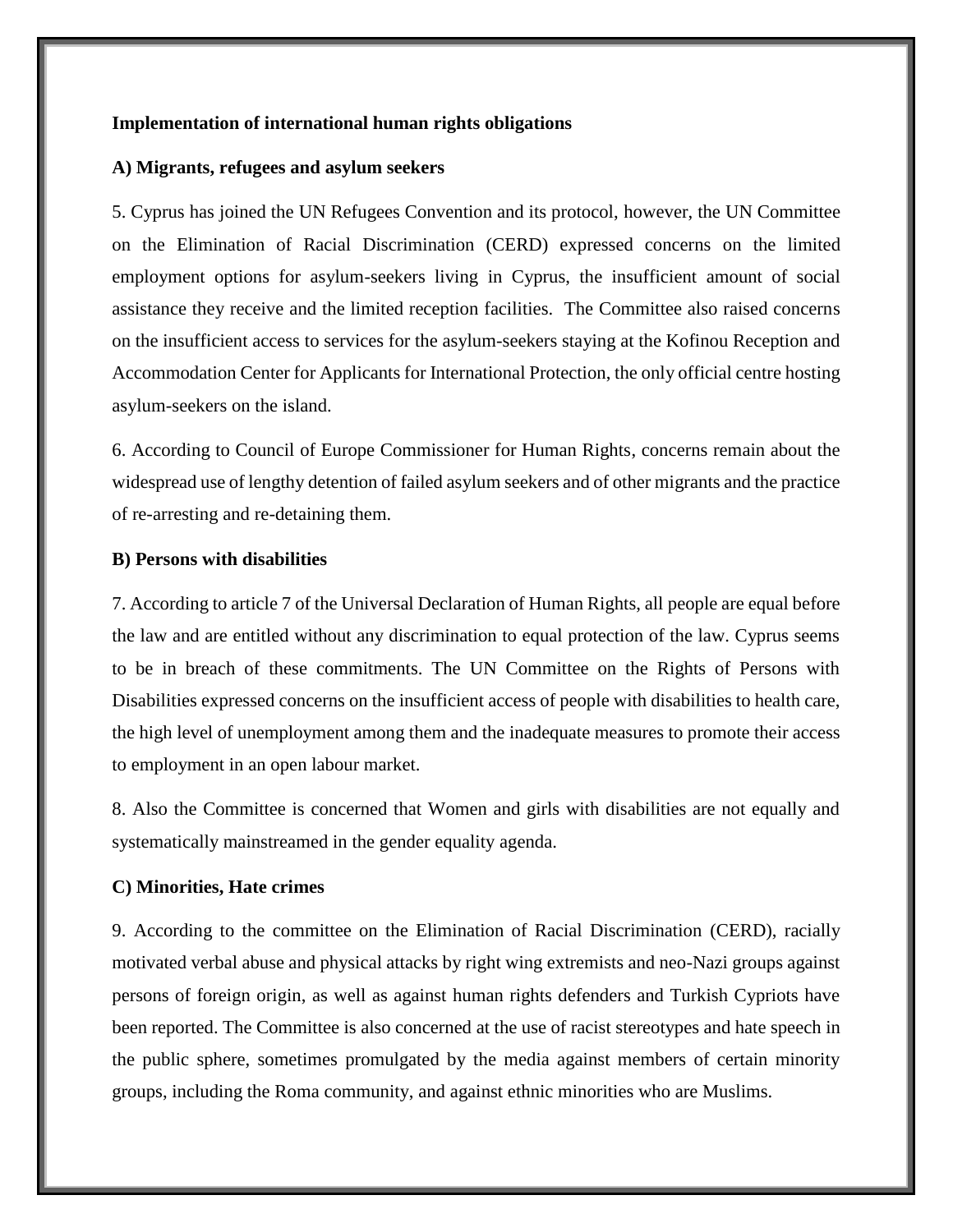**Implementation of international human rights obligations**

**A) Migrants, refugees and asylum seekers**

5. Cyprus has joined the UN Refugees Convention and its protocol, however, the UN Committee on the Elimination of Racial Discrimination (CERD) expressed concerns on the limited employment options for asylum-seekers living in Cyprus, the insufficient amount of social assistance they receive and the limited reception facilities. The Committee also raised concerns on the insufficient access to services for the asylum-seekers staying at the Kofinou Reception and Accommodation Center for Applicants for International Protection, the only official centre hosting asylum-seekers on the island.

6. According to Council of Europe Commissioner for Human Rights, concerns remain about the widespread use of lengthy detention of failed asylum seekers and of other migrants and the practice of re-arresting and re-detaining them.

**B) Persons with disabilities**

7. According to article 7 of the Universal Declaration of Human Rights, all people are equal before the law and are entitled without any discrimination to equal protection of the law. Cyprus seems to be in breach of these commitments. The UN Committee on the Rights of Persons with Disabilities expressed concerns on the insufficient access of people with disabilities to health care, the high level of unemployment among them and the inadequate measures to promote their access to employment in an open labour market.

8. Also the Committee is concerned that Women and girls with disabilities are not equally and systematically mainstreamed in the gender equality agenda.

**C) Minorities, Hate crimes**

9. According to the committee on the Elimination of Racial Discrimination (CERD), racially motivated verbal abuse and physical attacks by right wing extremists and neo-Nazi groups against persons of foreign origin, as well as against human rights defenders and Turkish Cypriots have been reported. The Committee is also concerned at the use of racist stereotypes and hate speech in the public sphere, sometimes promulgated by the media against members of certain minority groups, including the Roma community, and against ethnic minorities who are Muslims.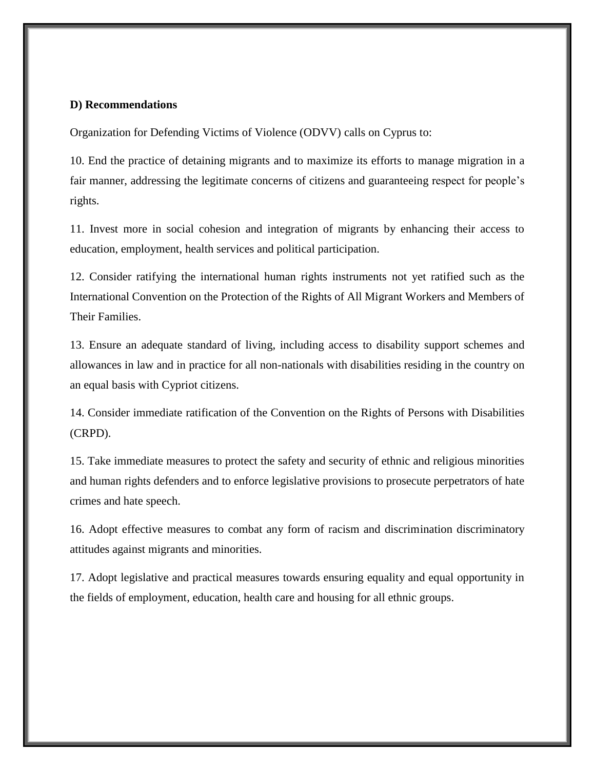**D) Recommendations**

Organization for Defending Victims of Violence (ODVV) calls on Cyprus to:

10. End the practice of detaining migrants and to maximize its efforts to manage migration in a fair manner, addressing the legitimate concerns of citizens and guaranteeing respect for people's rights.

11. Invest more in social cohesion and integration of migrants by enhancing their access to education, employment, health services and political participation.

12. Consider ratifying the international human rights instruments not yet ratified such as the International Convention on the Protection of the Rights of All Migrant Workers and Members of Their Families.

13. Ensure an adequate standard of living, including access to disability support schemes and allowances in law and in practice for all non-nationals with disabilities residing in the country on an equal basis with Cypriot citizens.

14. Consider immediate ratification of the Convention on the Rights of Persons with Disabilities (CRPD).

15. Take immediate measures to protect the safety and security of ethnic and religious minorities and human rights defenders and to enforce legislative provisions to prosecute perpetrators of hate crimes and hate speech.

16. Adopt effective measures to combat any form of racism and discrimination discriminatory attitudes against migrants and minorities.

17. Adopt legislative and practical measures towards ensuring equality and equal opportunity in the fields of employment, education, health care and housing for all ethnic groups.